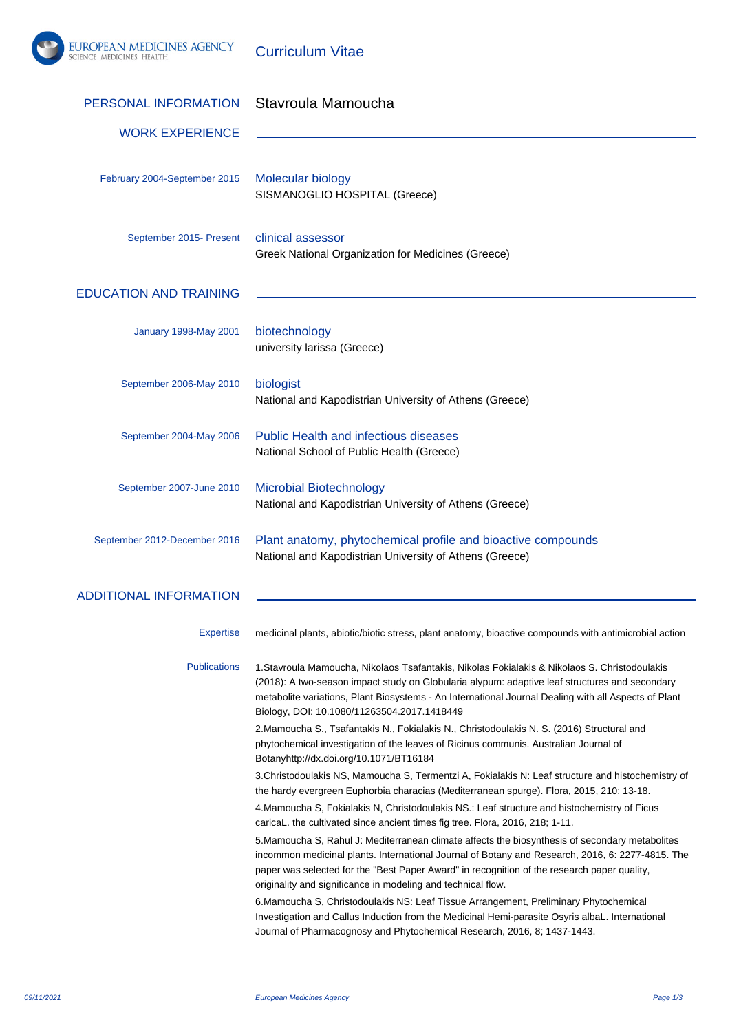# Curriculum Vitae

## PERSONAL INFORMATION

Stavroula Mamoucha

## WORK EXPERIENCE

**February 2004-September 2015**
Molecular biology
SISMANOGLIO HOSPITAL (Greece)

**September 2015- Present**
clinical assessor
Greek National Organization for Medicines (Greece)

## EDUCATION AND TRAINING

**January 1998-May 2001**
biotechnology
university larissa (Greece)

**September 2006-May 2010**
biologist
National and Kapodistrian University of Athens (Greece)

**September 2004-May 2006**
Public Health and infectious diseases
National School of Public Health (Greece)

**September 2007-June 2010**
Microbial Biotechnology
National and Kapodistrian University of Athens (Greece)

**September 2012-December 2016**
Plant anatomy, phytochemical profile and bioactive compounds
National and Kapodistrian University of Athens (Greece)

## ADDITIONAL INFORMATION

**Expertise**

medicinal plants, abiotic/biotic stress, plant anatomy, bioactive compounds with antimicrobial action

**Publications**

1.Stavroula Mamoucha, Nikolaos Tsafantakis, Nikolas Fokialakis & Nikolaos S. Christodoulakis (2018): A two-season impact study on Globularia alypum: adaptive leaf structures and secondary metabolite variations, Plant Biosystems - An International Journal Dealing with all Aspects of Plant Biology, DOI: 10.1080/11263504.2017.1418449

2.Mamoucha S., Tsafantakis N., Fokialakis N., Christodoulakis N. S. (2016) Structural and phytochemical investigation of the leaves of Ricinus communis. Australian Journal of Botanyhttp://dx.doi.org/10.1071/BT16184

3.Christodoulakis NS, Mamoucha S, Termentzi A, Fokialakis N: Leaf structure and histochemistry of the hardy evergreen Euphorbia characias (Mediterranean spurge). Flora, 2015, 210; 13-18.

4.Mamoucha S, Fokialakis N, Christodoulakis NS.: Leaf structure and histochemistry of Ficus caricaL. the cultivated since ancient times fig tree. Flora, 2016, 218; 1-11.

5.Mamoucha S, Rahul J: Mediterranean climate affects the biosynthesis of secondary metabolites incommon medicinal plants. International Journal of Botany and Research, 2016, 6: 2277-4815. The paper was selected for the "Best Paper Award" in recognition of the research paper quality, originality and significance in modeling and technical flow.

6.Mamoucha S, Christodoulakis NS: Leaf Tissue Arrangement, Preliminary Phytochemical Investigation and Callus Induction from the Medicinal Hemi-parasite Osyris albaL. International Journal of Pharmacognosy and Phytochemical Research, 2016, 8; 1437-1443.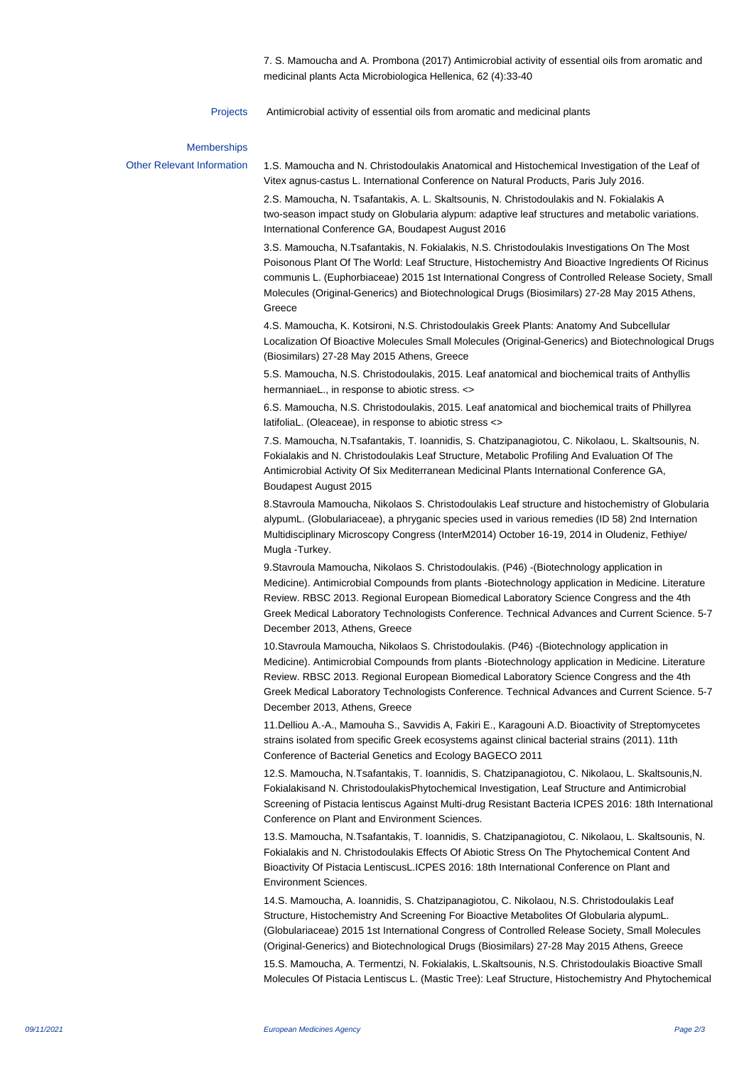7. S. Mamoucha and A. Prombona (2017) Antimicrobial activity of essential oils from aromatic and medicinal plants Acta Microbiologica Hellenica, 62 (4):33-40

**Projects**

Antimicrobial activity of essential oils from aromatic and medicinal plants

**Memberships**

**Other Relevant Information**

1.S. Mamoucha and N. Christodoulakis Anatomical and Histochemical Investigation of the Leaf of Vitex agnus-castus L. International Conference on Natural Products, Paris July 2016.

2.S. Mamoucha, N. Tsafantakis, A. L. Skaltsounis, N. Christodoulakis and N. Fokialakis A two-season impact study on Globularia alypum: adaptive leaf structures and metabolic variations. International Conference GA, Boudapest August 2016

3.S. Mamoucha, N.Tsafantakis, N. Fokialakis, N.S. Christodoulakis Investigations On The Most Poisonous Plant Of The World: Leaf Structure, Histochemistry And Bioactive Ingredients Of Ricinus communis L. (Euphorbiaceae) 2015 1st International Congress of Controlled Release Society, Small Molecules (Original-Generics) and Biotechnological Drugs (Biosimilars) 27-28 May 2015 Athens, Greece

4.S. Mamoucha, K. Kotsironi, N.S. Christodoulakis Greek Plants: Anatomy And Subcellular Localization Of Bioactive Molecules Small Molecules (Original-Generics) and Biotechnological Drugs (Biosimilars) 27-28 May 2015 Athens, Greece

5.S. Mamoucha, N.S. Christodoulakis, 2015. Leaf anatomical and biochemical traits of Anthyllis hermanniaeL., in response to abiotic stress. <>

6.S. Mamoucha, N.S. Christodoulakis, 2015. Leaf anatomical and biochemical traits of Phillyrea latifoliaL. (Oleaceae), in response to abiotic stress <>

7.S. Mamoucha, N.Tsafantakis, T. Ioannidis, S. Chatzipanagiotou, C. Nikolaou, L. Skaltsounis, N. Fokialakis and N. Christodoulakis Leaf Structure, Metabolic Profiling And Evaluation Of The Antimicrobial Activity Of Six Mediterranean Medicinal Plants International Conference GA, Boudapest August 2015

8.Stavroula Mamoucha, Nikolaos S. Christodoulakis Leaf structure and histochemistry of Globularia alypumL. (Globulariaceae), a phryganic species used in various remedies (ID 58) 2nd Internation Multidisciplinary Microscopy Congress (InterM2014) October 16-19, 2014 in Oludeniz, Fethiye/ Mugla -Turkey.

9.Stavroula Mamoucha, Nikolaos S. Christodoulakis. (P46) -(Biotechnology application in Medicine). Antimicrobial Compounds from plants -Biotechnology application in Medicine. Literature Review. RBSC 2013. Regional European Biomedical Laboratory Science Congress and the 4th Greek Medical Laboratory Technologists Conference. Technical Advances and Current Science. 5-7 December 2013, Athens, Greece

10.Stavroula Mamoucha, Nikolaos S. Christodoulakis. (P46) -(Biotechnology application in Medicine). Antimicrobial Compounds from plants -Biotechnology application in Medicine. Literature Review. RBSC 2013. Regional European Biomedical Laboratory Science Congress and the 4th Greek Medical Laboratory Technologists Conference. Technical Advances and Current Science. 5-7 December 2013, Athens, Greece

11.Delliou A.-A., Mamouha S., Savvidis A, Fakiri E., Karagouni A.D. Bioactivity of Streptomycetes strains isolated from specific Greek ecosystems against clinical bacterial strains (2011). 11th Conference of Bacterial Genetics and Ecology BAGECO 2011

12.S. Mamoucha, N.Tsafantakis, T. Ioannidis, S. Chatzipanagiotou, C. Nikolaou, L. Skaltsounis,N. Fokialakisand N. ChristodoulakisPhytochemical Investigation, Leaf Structure and Antimicrobial Screening of Pistacia lentiscus Against Multi-drug Resistant Bacteria ICPES 2016: 18th International Conference on Plant and Environment Sciences.

13.S. Mamoucha, N.Tsafantakis, T. Ioannidis, S. Chatzipanagiotou, C. Nikolaou, L. Skaltsounis, N. Fokialakis and N. Christodoulakis Effects Of Abiotic Stress On The Phytochemical Content And Bioactivity Of Pistacia LentiscusL.ICPES 2016: 18th International Conference on Plant and Environment Sciences.

14.S. Mamoucha, A. Ioannidis, S. Chatzipanagiotou, C. Nikolaou, N.S. Christodoulakis Leaf Structure, Histochemistry And Screening For Bioactive Metabolites Of Globularia alypumL. (Globulariaceae) 2015 1st International Congress of Controlled Release Society, Small Molecules (Original-Generics) and Biotechnological Drugs (Biosimilars) 27-28 May 2015 Athens, Greece

15.S. Mamoucha, A. Termentzi, N. Fokialakis, L.Skaltsounis, N.S. Christodoulakis Bioactive Small Molecules Of Pistacia Lentiscus L. (Mastic Tree): Leaf Structure, Histochemistry And Phytochemical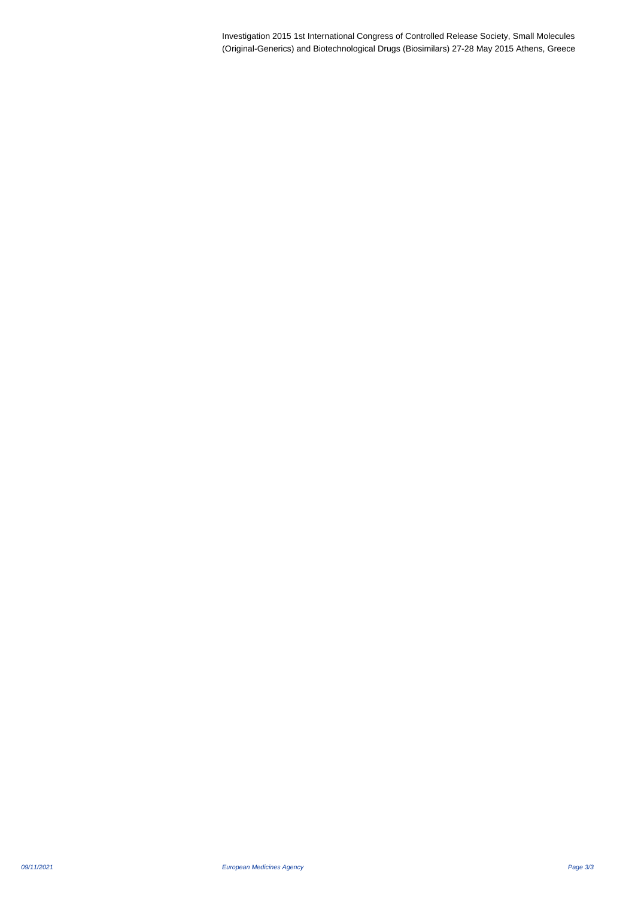Investigation 2015 1st International Congress of Controlled Release Society, Small Molecules (Original-Generics) and Biotechnological Drugs (Biosimilars) 27-28 May 2015 Athens, Greece